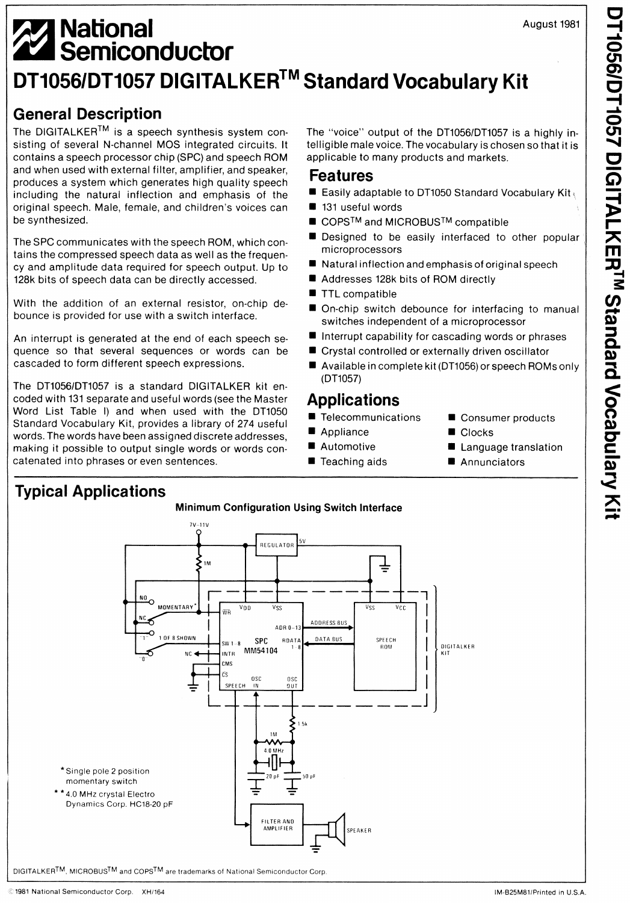# DT1056/DT1057 DIGITALKER™ Standard Vocabulary Kit

August 1981

## General Description

The DIGITALKER™ is a speech synthesis system consisting of several N-channel MOS integrated circuits. It contains a speech processor chip (SPC) and speech ROM and when used with external filter, amplifier, and speaker, produces a system which generates high quality speech including the natural inflection and emphasis of the original speech. Male, female, and children's voices can be synthesized.

The SPC communicates with the speech ROM, which contains the compressed speech data as well as the frequency and amplitude data required for speech output. Up to 128k bits of speech data can be directly accessed.

With the addition of an external resistor, on-chip debounce is provided for use with a switch interface.

An interrupt is generated at the end of each speech sequence so that several sequences or words can be cascaded to form different speech expressions.

The DT1056/DT1057 is a standard DIGITALKER kit encoded with 131 separate and useful words (see the Master Word List Table I) and when used with the DT1050 Standard Vocabulary Kit, provides a library of 274 useful words. The words have been assigned discrete addresses, making it possible to output single words or words concatenated into phrases or even sentences.

The "voice" output of the DT1056/DT1057 is a highly intelligible male voice. The vocabulary is chosen so that it is applicable to many products and markets.

## Features

- Easily adaptable to DT1050 Standard Vocabulary Kit
- 131 useful words
- COPS™ and MICROBUS™ compatible
- Designed to be easily interfaced to other popular microprocessors
- Natural inflection and emphasis of original speech
- Addresses 128k bits of ROM directly
- TTL compatible
- On-chip switch debounce for interfacing to manual switches independent of a microprocessor
- Interrupt capability for cascading words or phrases
- Crystal controlled or externally driven oscillator
- Available in complete kit (DT1056) or speech ROMs only (DT1057)

## Applications

- Telecommunications
- Appliance
- Automotive
- Teaching aids
- Consumer products
- Clocks
- Language translation
- Annunciators

## Typical Applications

**Minimum Configuration Using Switch Interface**

*Single pole 2 position momentary switch

**4.0 MHz crystal Electro Dynamics Corp. HC18-20 pF

DIGITALKER™, MICROBUS™ and COPS™ are trademarks of National Semiconductor Corp.

© 1981 National Semiconductor Corp. XH/164

IM-B25M81/Printed in U.S.A.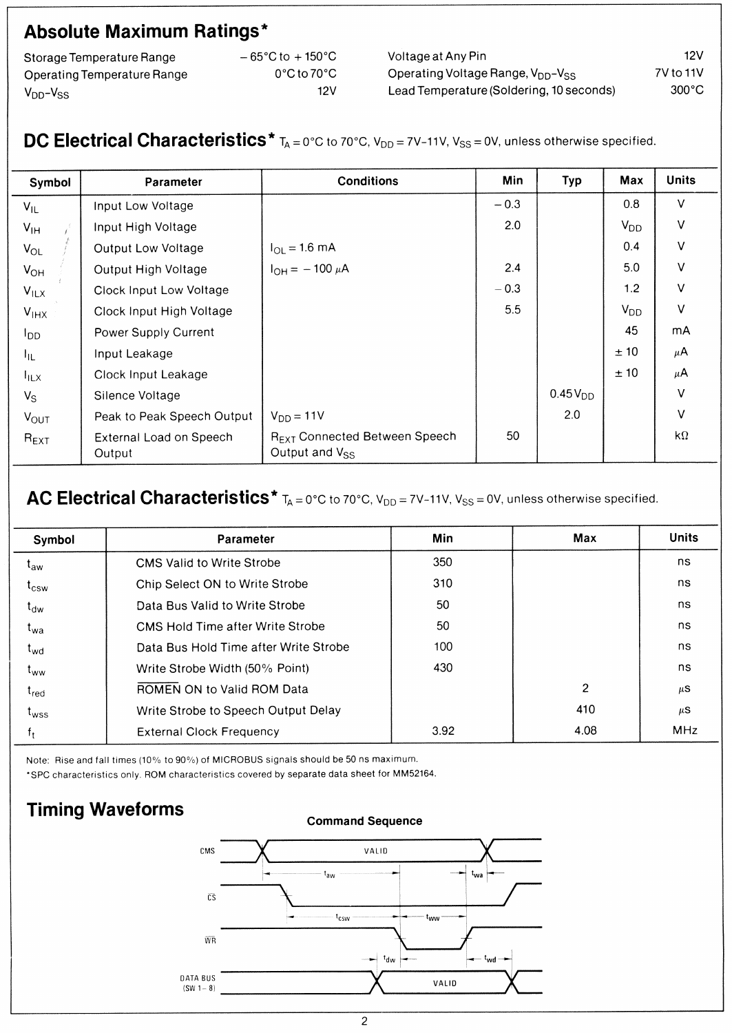## Absolute Maximum Ratings*

| | | | |
|---|---|---|---|
| Storage Temperature Range | −65°C to +150°C | Voltage at Any Pin | 12V |
| Operating Temperature Range | 0°C to 70°C | Operating Voltage Range, $V_{DD}$-$V_{SS}$ | 7V to 11V |
| $V_{DD}$-$V_{SS}$ | 12V | Lead Temperature (Soldering, 10 seconds) | 300°C |

## DC Electrical Characteristics* $T_A = 0°C$ to $70°C$, $V_{DD} = 7V$–$11V$, $V_{SS} = 0V$, unless otherwise specified.

| Symbol | Parameter | Conditions | Min | Typ | Max | Units |
|---|---|---|---|---|---|---|
| $V_{IL}$ | Input Low Voltage | | −0.3 | | 0.8 | V |
| $V_{IH}$ | Input High Voltage | | 2.0 | | $V_{DD}$ | V |
| $V_{OL}$ | Output Low Voltage | $I_{OL} = 1.6$ mA | | | 0.4 | V |
| $V_{OH}$ | Output High Voltage | $I_{OH} = -100$ μA | 2.4 | | 5.0 | V |
| $V_{ILX}$ | Clock Input Low Voltage | | −0.3 | | 1.2 | V |
| $V_{IHX}$ | Clock Input High Voltage | | 5.5 | | $V_{DD}$ | V |
| $I_{DD}$ | Power Supply Current | | | | 45 | mA |
| $I_{IL}$ | Input Leakage | | | | ±10 | μA |
| $I_{ILX}$ | Clock Input Leakage | | | | ±10 | μA |
| $V_S$ | Silence Voltage | | | 0.45 $V_{DD}$ | | V |
| $V_{OUT}$ | Peak to Peak Speech Output | $V_{DD} = 11V$ | | 2.0 | | V |
| $R_{EXT}$ | External Load on Speech Output | $R_{EXT}$ Connected Between Speech Output and $V_{SS}$ | 50 | | | kΩ |

## AC Electrical Characteristics* $T_A = 0°C$ to $70°C$, $V_{DD} = 7V$–$11V$, $V_{SS} = 0V$, unless otherwise specified.

| Symbol | Parameter | Min | Max | Units |
|---|---|---|---|---|
| $t_{aw}$ | CMS Valid to Write Strobe | 350 | | ns |
| $t_{csw}$ | Chip Select ON to Write Strobe | 310 | | ns |
| $t_{dw}$ | Data Bus Valid to Write Strobe | 50 | | ns |
| $t_{wa}$ | CMS Hold Time after Write Strobe | 50 | | ns |
| $t_{wd}$ | Data Bus Hold Time after Write Strobe | 100 | | ns |
| $t_{ww}$ | Write Strobe Width (50% Point) | 430 | | ns |
| $t_{red}$ | $\overline{ROMEN}$ ON to Valid ROM Data | | 2 | μs |
| $t_{wss}$ | Write Strobe to Speech Output Delay | | 410 | μs |
| $f_t$ | External Clock Frequency | 3.92 | 4.08 | MHz |

Note: Rise and fall times (10% to 90%) of MICROBUS signals should be 50 ns maximum.

*SPC characteristics only. ROM characteristics covered by separate data sheet for MM52164.

## Timing Waveforms

**Command Sequence**

CMS — VALID — $t_{aw}$ — $t_{wa}$

$\overline{CS}$ — $t_{csw}$ — $t_{ww}$

$\overline{WR}$ — $t_{dw}$ — $t_{wd}$

DATA BUS (SW 1–8) — VALID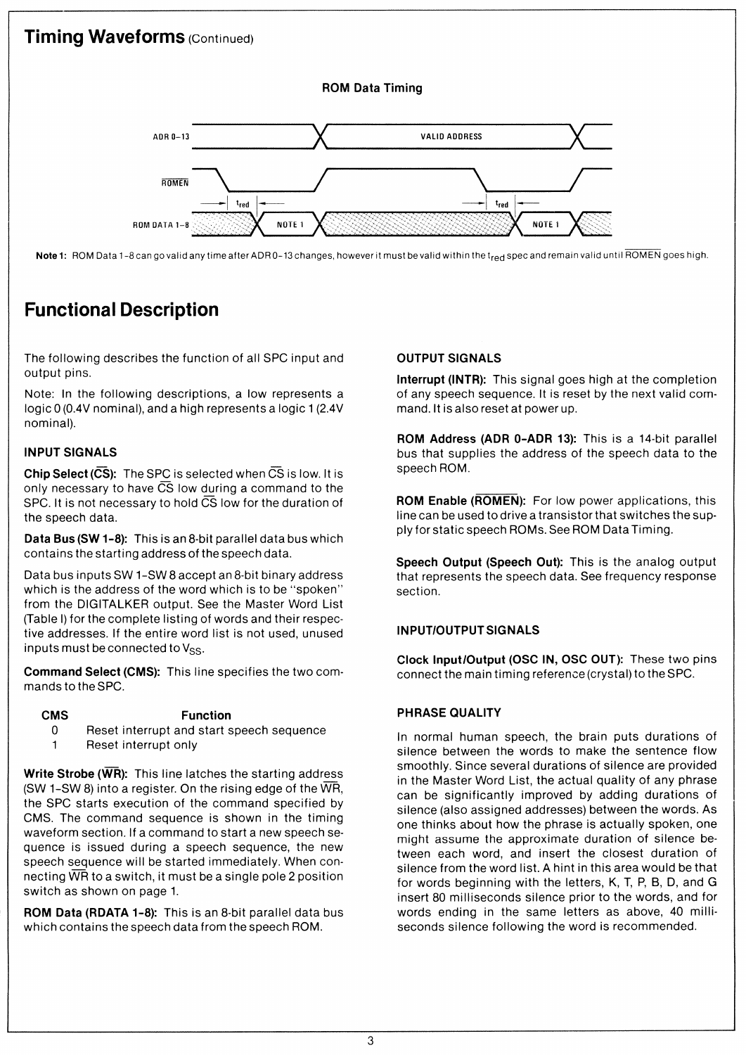## Timing Waveforms (Continued)

**ROM Data Timing**

ADR 0–13 — VALID ADDRESS

$\overline{ROMEN}$

ROM DATA 1–8 — $t_{red}$ — NOTE 1

**Note 1:** ROM Data 1-8 can go valid any time after ADR 0-13 changes, however it must be valid within the $t_{red}$ spec and remain valid until $\overline{ROMEN}$ goes high.

## Functional Description

The following describes the function of all SPC input and output pins.

Note: In the following descriptions, a low represents a logic 0 (0.4V nominal), and a high represents a logic 1 (2.4V nominal).

### INPUT SIGNALS

**Chip Select ($\overline{CS}$):** The SPC is selected when $\overline{CS}$ is low. It is only necessary to have $\overline{CS}$ low during a command to the SPC. It is not necessary to hold $\overline{CS}$ low for the duration of the speech data.

**Data Bus (SW 1-8):** This is an 8-bit parallel data bus which contains the starting address of the speech data.

Data bus inputs SW 1-SW 8 accept an 8-bit binary address which is the address of the word which is to be "spoken" from the DIGITALKER output. See the Master Word List (Table I) for the complete listing of words and their respective addresses. If the entire word list is not used, unused inputs must be connected to $V_{SS}$.

**Command Select (CMS):** This line specifies the two commands to the SPC.

| CMS | Function |
|---|---|
| 0 | Reset interrupt and start speech sequence |
| 1 | Reset interrupt only |

**Write Strobe ($\overline{WR}$):** This line latches the starting address (SW 1-SW 8) into a register. On the rising edge of the $\overline{WR}$, the SPC starts execution of the command specified by CMS. The command sequence is shown in the timing waveform section. If a command to start a new speech sequence is issued during a speech sequence, the new speech sequence will be started immediately. When connecting $\overline{WR}$ to a switch, it must be a single pole 2 position switch as shown on page 1.

**ROM Data (RDATA 1-8):** This is an 8-bit parallel data bus which contains the speech data from the speech ROM.

### OUTPUT SIGNALS

**Interrupt (INTR):** This signal goes high at the completion of any speech sequence. It is reset by the next valid command. It is also reset at power up.

**ROM Address (ADR 0-ADR 13):** This is a 14-bit parallel bus that supplies the address of the speech data to the speech ROM.

**ROM Enable ($\overline{ROMEN}$):** For low power applications, this line can be used to drive a transistor that switches the supply for static speech ROMs. See ROM Data Timing.

**Speech Output (Speech Out):** This is the analog output that represents the speech data. See frequency response section.

### INPUT/OUTPUT SIGNALS

**Clock Input/Output (OSC IN, OSC OUT):** These two pins connect the main timing reference (crystal) to the SPC.

### PHRASE QUALITY

In normal human speech, the brain puts durations of silence between the words to make the sentence flow smoothly. Since several durations of silence are provided in the Master Word List, the actual quality of any phrase can be significantly improved by adding durations of silence (also assigned addresses) between the words. As one thinks about how the phrase is actually spoken, one might assume the approximate duration of silence between each word, and insert the closest duration of silence from the word list. A hint in this area would be that for words beginning with the letters, K, T, P, B, D, and G insert 80 milliseconds silence prior to the words, and for words ending in the same letters as above, 40 milliseconds silence following the word is recommended.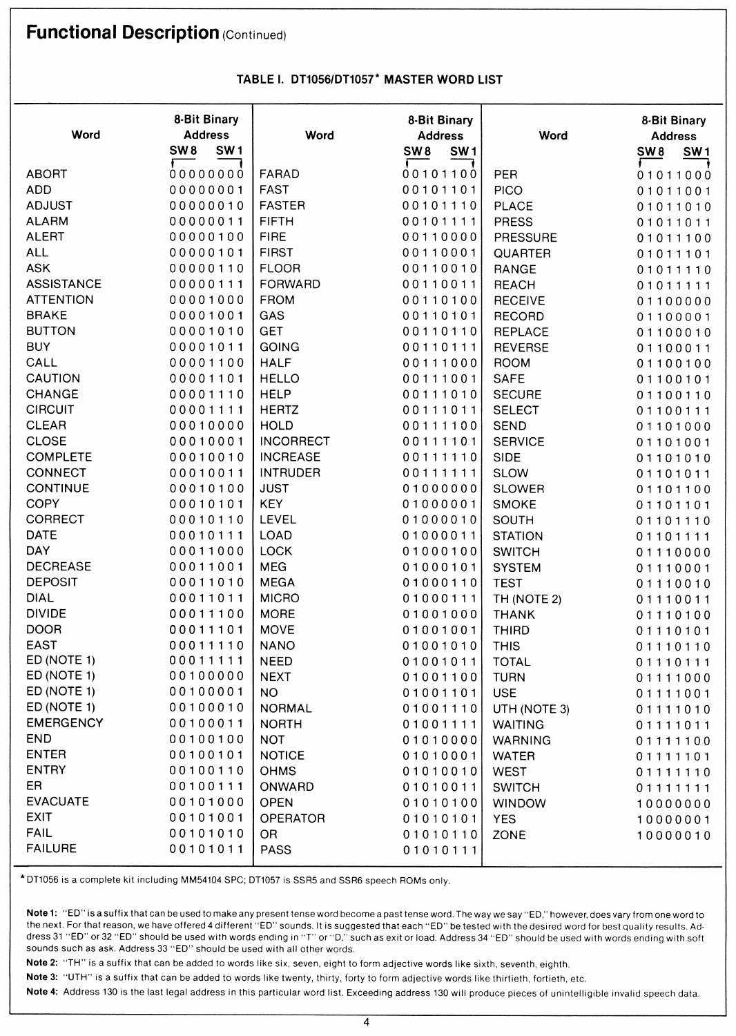# Functional Description (Continued)

**TABLE I. DT1056/DT1057* MASTER WORD LIST**

| Word | 8-Bit Binary Address SW8 ... SW1 | Word | 8-Bit Binary Address SW8 ... SW1 | Word | 8-Bit Binary Address SW8 ... SW1 |
|---|---|---|---|---|---|
| ABORT | 00000000 | FARAD | 00101100 | PER | 01011000 |
| ADD | 00000001 | FAST | 00101101 | PICO | 01011001 |
| ADJUST | 00000010 | FASTER | 00101110 | PLACE | 01011010 |
| ALARM | 00000011 | FIFTH | 00101111 | PRESS | 01011011 |
| ALERT | 00000100 | FIRE | 00110000 | PRESSURE | 01011100 |
| ALL | 00000101 | FIRST | 00110001 | QUARTER | 01011101 |
| ASK | 00000110 | FLOOR | 00110010 | RANGE | 01011110 |
| ASSISTANCE | 00000111 | FORWARD | 00110011 | REACH | 01011111 |
| ATTENTION | 00001000 | FROM | 00110100 | RECEIVE | 01100000 |
| BRAKE | 00001001 | GAS | 00110101 | RECORD | 01100001 |
| BUTTON | 00001010 | GET | 00110110 | REPLACE | 01100010 |
| BUY | 00001011 | GOING | 00110111 | REVERSE | 01100011 |
| CALL | 00001100 | HALF | 00111000 | ROOM | 01100100 |
| CAUTION | 00001101 | HELLO | 00111001 | SAFE | 01100101 |
| CHANGE | 00001110 | HELP | 00111010 | SECURE | 01100110 |
| CIRCUIT | 00001111 | HERTZ | 00111011 | SELECT | 01100111 |
| CLEAR | 00010000 | HOLD | 00111100 | SEND | 01101000 |
| CLOSE | 00010001 | INCORRECT | 00111101 | SERVICE | 01101001 |
| COMPLETE | 00010010 | INCREASE | 00111110 | SIDE | 01101010 |
| CONNECT | 00010011 | INTRUDER | 00111111 | SLOW | 01101011 |
| CONTINUE | 00010100 | JUST | 01000000 | SLOWER | 01101100 |
| COPY | 00010101 | KEY | 01000001 | SMOKE | 01101101 |
| CORRECT | 00010110 | LEVEL | 01000010 | SOUTH | 01101110 |
| DATE | 00010111 | LOAD | 01000011 | STATION | 01101111 |
| DAY | 00011000 | LOCK | 01000100 | SWITCH | 01110000 |
| DECREASE | 00011001 | MEG | 01000101 | SYSTEM | 01110001 |
| DEPOSIT | 00011010 | MEGA | 01000110 | TEST | 01110010 |
| DIAL | 00011011 | MICRO | 01000111 | TH (NOTE 2) | 01110011 |
| DIVIDE | 00011100 | MORE | 01001000 | THANK | 01110100 |
| DOOR | 00011101 | MOVE | 01001001 | THIRD | 01110101 |
| EAST | 00011110 | NANO | 01001010 | THIS | 01110110 |
| ED (NOTE 1) | 00011111 | NEED | 01001011 | TOTAL | 01110111 |
| ED (NOTE 1) | 00100000 | NEXT | 01001100 | TURN | 01111000 |
| ED (NOTE 1) | 00100001 | NO | 01001101 | USE | 01111001 |
| ED (NOTE 1) | 00100010 | NORMAL | 01001110 | UTH (NOTE 3) | 01111010 |
| EMERGENCY | 00100011 | NORTH | 01001111 | WAITING | 01111011 |
| END | 00100100 | NOT | 01010000 | WARNING | 01111100 |
| ENTER | 00100101 | NOTICE | 01010001 | WATER | 01111101 |
| ENTRY | 00100110 | OHMS | 01010010 | WEST | 01111110 |
| ER | 00100111 | ONWARD | 01010011 | SWITCH | 01111111 |
| EVACUATE | 00101000 | OPEN | 01010100 | WINDOW | 10000000 |
| EXIT | 00101001 | OPERATOR | 01010101 | YES | 10000001 |
| FAIL | 00101010 | OR | 01010110 | ZONE | 10000010 |
| FAILURE | 00101011 | PASS | 01010111 | | |

*DT1056 is a complete kit including MM54104 SPC; DT1057 is SSR5 and SSR6 speech ROMs only.

**Note 1:** "ED" is a suffix that can be used to make any present tense word become a past tense word. The way we say "ED," however, does vary from one word to the next. For that reason, we have offered 4 different "ED" sounds. It is suggested that each "ED" be tested with the desired word for best quality results. Address 31 "ED" or 32 "ED" should be used with words ending in "T" or "D," such as exit or load. Address 34 "ED" should be used with words ending with soft sounds such as ask. Address 33 "ED" should be used with all other words.

**Note 2:** "TH" is a suffix that can be added to words like six, seven, eight to form adjective words like sixth, seventh, eighth.

**Note 3:** "UTH" is a suffix that can be added to words like twenty, thirty, forty to form adjective words like thirtieth, fortieth, etc.

**Note 4:** Address 130 is the last legal address in this particular word list. Exceeding address 130 will produce pieces of unintelligible invalid speech data.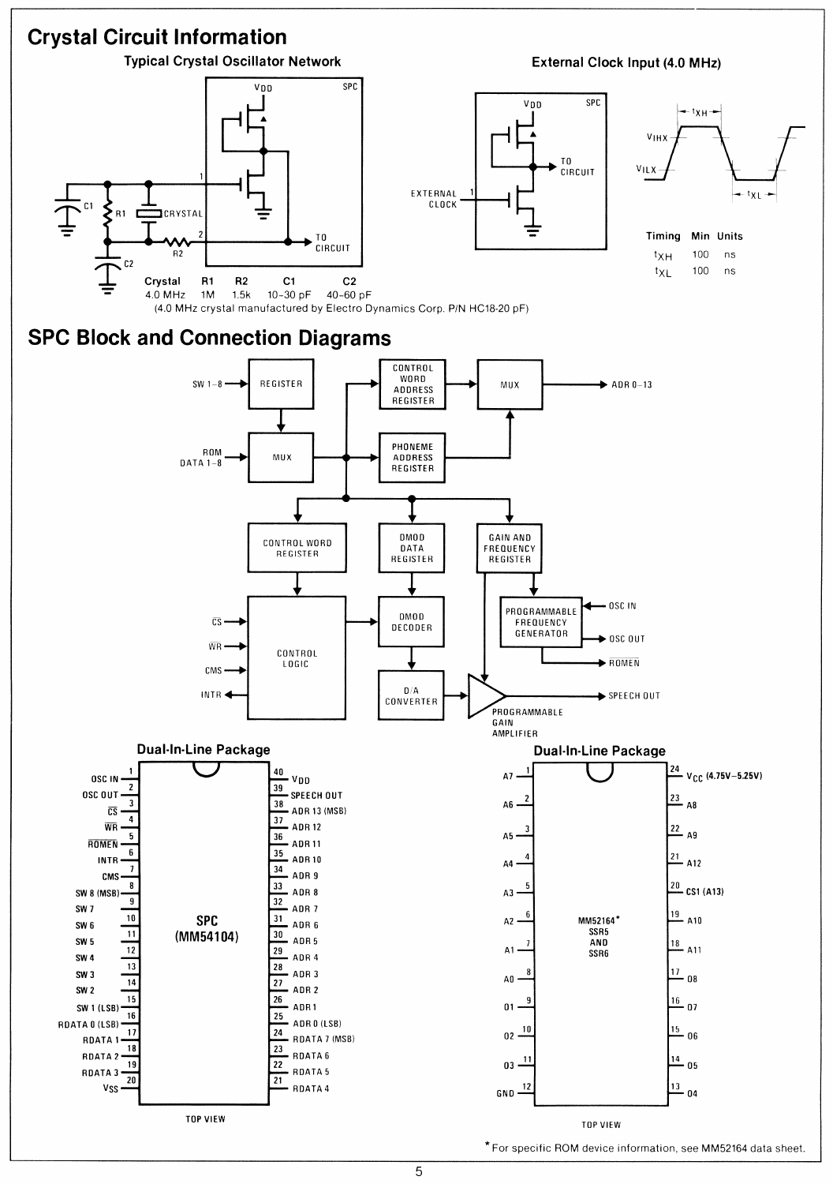# Crystal Circuit Information

### Typical Crystal Oscillator Network

| Crystal | R1 | R2 | C1 | C2 |
|---|---|---|---|---|
| 4.0 MHz | 1M | 1.5k | 10–30 pF | 40–60 pF |

(4.0 MHz crystal manufactured by Electro Dynamics Corp. P/N HC18-20 pF)

### External Clock Input (4.0 MHz)

| Timing | Min | Units |
|---|---|---|
| $t_{XH}$ | 100 | ns |
| $t_{XL}$ | 100 | ns |

# SPC Block and Connection Diagrams

### Dual-In-Line Package — SPC (MM54104)

| Pin | Name | Pin | Name |
|---|---|---|---|
| 1 | OSC IN | 40 | $V_{DD}$ |
| 2 | OSC OUT | 39 | SPEECH OUT |
| 3 | $\overline{CS}$ | 38 | ADR 13 (MSB) |
| 4 | $\overline{WR}$ | 37 | ADR 12 |
| 5 | $\overline{ROMEN}$ | 36 | ADR 11 |
| 6 | INTR | 35 | ADR 10 |
| 7 | CMS | 34 | ADR 9 |
| 8 | SW 8 (MSB) | 33 | ADR 8 |
| 9 | SW 7 | 32 | ADR 7 |
| 10 | SW 6 | 31 | ADR 6 |
| 11 | SW 5 | 30 | ADR 5 |
| 12 | SW 4 | 29 | ADR 4 |
| 13 | SW 3 | 28 | ADR 3 |
| 14 | SW 2 | 27 | ADR 2 |
| 15 | SW 1 (LSB) | 26 | ADR 1 |
| 16 | RDATA 0 (LSB) | 25 | ADR 0 (LSB) |
| 17 | RDATA 1 | 24 | RDATA 7 (MSB) |
| 18 | RDATA 2 | 23 | RDATA 6 |
| 19 | RDATA 3 | 22 | RDATA 5 |
| 20 | $V_{SS}$ | 21 | RDATA 4 |

TOP VIEW

### Dual-In-Line Package — MM52164* SSR5 AND SSR6

| Pin | Name | Pin | Name |
|---|---|---|---|
| 1 | A7 | 24 | $V_{CC}$ (4.75V–5.25V) |
| 2 | A6 | 23 | A8 |
| 3 | A5 | 22 | A9 |
| 4 | A4 | 21 | A12 |
| 5 | A3 | 20 | CS1 (A13) |
| 6 | A2 | 19 | A10 |
| 7 | A1 | 18 | A11 |
| 8 | A0 | 17 | 08 |
| 9 | 01 | 16 | 07 |
| 10 | 02 | 15 | 06 |
| 11 | 03 | 14 | 05 |
| 12 | GND | 13 | 04 |

TOP VIEW

* For specific ROM device information, see MM52164 data sheet.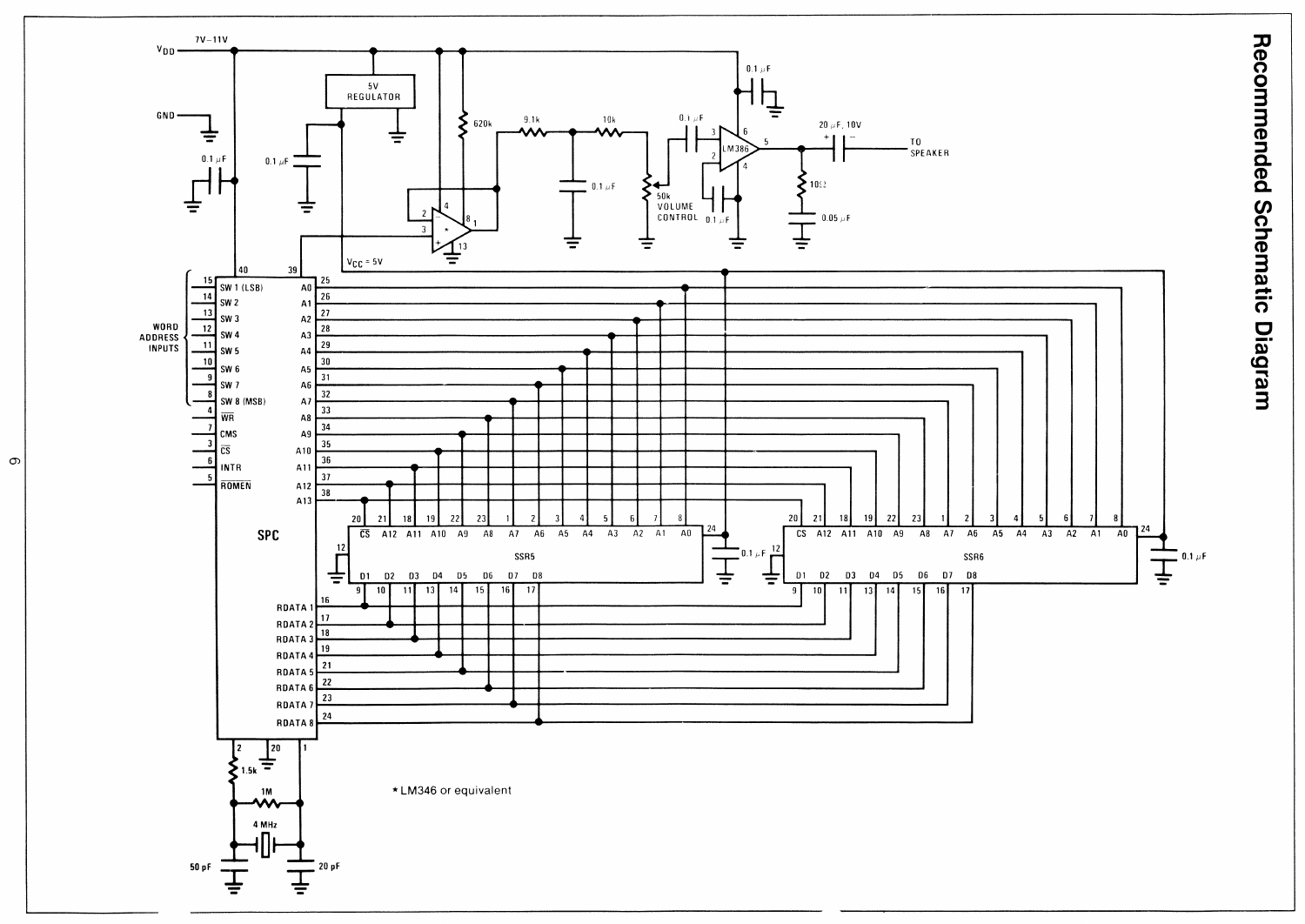# Recommended Schematic Diagram

*LM346 or equivalent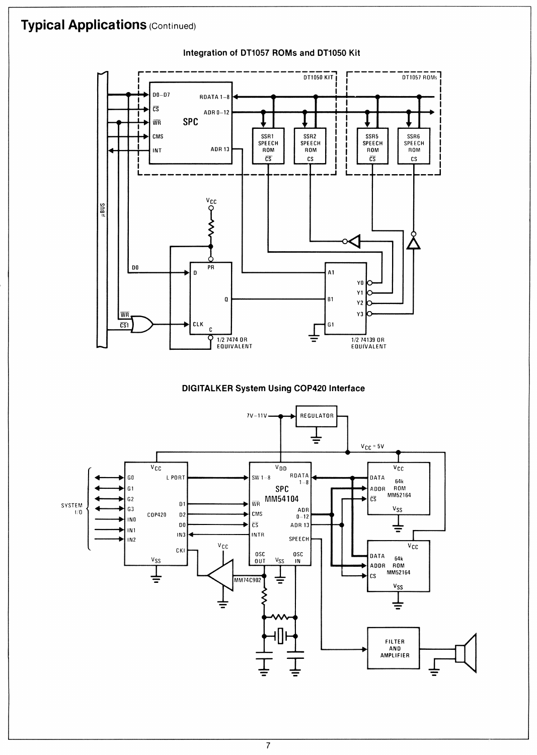## Typical Applications (Continued)

### Integration of DT1057 ROMs and DT1050 Kit

### DIGITALKER System Using COP420 Interface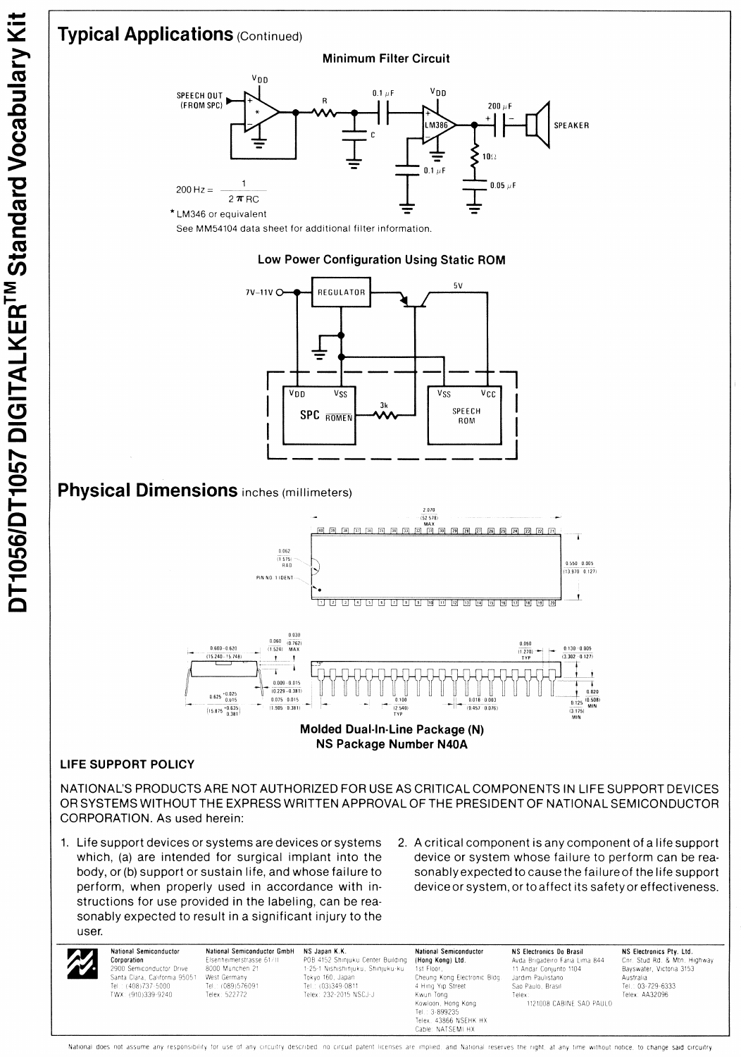## Typical Applications (Continued)

### Minimum Filter Circuit

SPEECH OUT (FROM SPC)

$V_{DD}$

R

C

0.1 μF

LM386

200 μF

SPEAKER

10Ω

0.1 μF

0.05 μF

$$200\text{ Hz} = \frac{1}{2\pi RC}$$

*LM346 or equivalent

See MM54104 data sheet for additional filter information.

### Low Power Configuration Using Static ROM

7V–11V

REGULATOR

5V

$V_{DD}$ $V_{SS}$

SPC $\overline{ROMEN}$

3k

$V_{SS}$ $V_{CC}$

SPEECH ROM

## Physical Dimensions inches (millimeters)

2.070 (52.578) MAX

0.062 (1.575) RAD

PIN NO. 1 IDENT

0.550 ± 0.005 (13.970 ± 0.127)

0.600–0.620 (15.240–15.748)

0.060 (1.524)

0.030 (0.762) MAX

0.009–0.015 (0.229–0.381)

$0.625\ ^{+0.025}_{-0.015}$ $(15.875\ ^{+0.635}_{-0.381})$

0.075 ± 0.015 (1.905 ± 0.381)

0.100 (2.540) TYP

0.018 ± 0.003 (0.457 ± 0.076)

0.050 (1.270) TYP

0.130 ± 0.005 (3.302 ± 0.127)

0.020 (0.508) MIN

0.125 (3.175) MIN

**Molded Dual-In-Line Package (N)**
**NS Package Number N40A**

### LIFE SUPPORT POLICY

NATIONAL'S PRODUCTS ARE NOT AUTHORIZED FOR USE AS CRITICAL COMPONENTS IN LIFE SUPPORT DEVICES OR SYSTEMS WITHOUT THE EXPRESS WRITTEN APPROVAL OF THE PRESIDENT OF NATIONAL SEMICONDUCTOR CORPORATION. As used herein:

1. Life support devices or systems are devices or systems which, (a) are intended for surgical implant into the body, or (b) support or sustain life, and whose failure to perform, when properly used in accordance with instructions for use provided in the labeling, can be reasonably expected to result in a significant injury to the user.
2. A critical component is any component of a life support device or system whose failure to perform can be reasonably expected to cause the failure of the life support device or system, or to affect its safety or effectiveness.

**National Semiconductor Corporation**
2900 Semiconductor Drive
Santa Clara, California 95051
Tel.: (408)737-5000
TWX: (910)339-9240

**National Semiconductor GmbH**
Elsenheimerstrasse 61/II
8000 München 21
West Germany
Tel.: (089)576091
Telex: 522772

**NS Japan K.K.**
POB 4152 Shinjuku Center Building
1-25-1 Nishishinjuku, Shinjuku-ku
Tokyo 160, Japan
Tel.: (03)349-0811
Telex: 232-2015 NSCJ-J

**National Semiconductor (Hong Kong) Ltd.**
1st Floor,
Cheung Kong Electronic Bldg.
4 Hing Yip Street
Kwun Tong
Kowloon, Hong Kong
Tel.: 3-899235
Telex: 43866 NSEHK HX
Cable: NATSEMI HX

**NS Electronics Do Brasil**
Avda Brigadeiro Faria Lima 844
11 Andar Conjunto 1104
Jardim Paulistano
Sao Paulo, Brasil
Telex: 1121008 CABINE SAO PAULO

**NS Electronics Pty. Ltd.**
Cnr. Stud Rd. & Mtn. Highway
Bayswater, Victoria 3153
Australia
Tel.: 03-729-6333
Telex: AA32096

National does not assume any responsibility for use of any circuitry described, no circuit patent licenses are implied, and National reserves the right, at any time without notice, to change said circuitry.